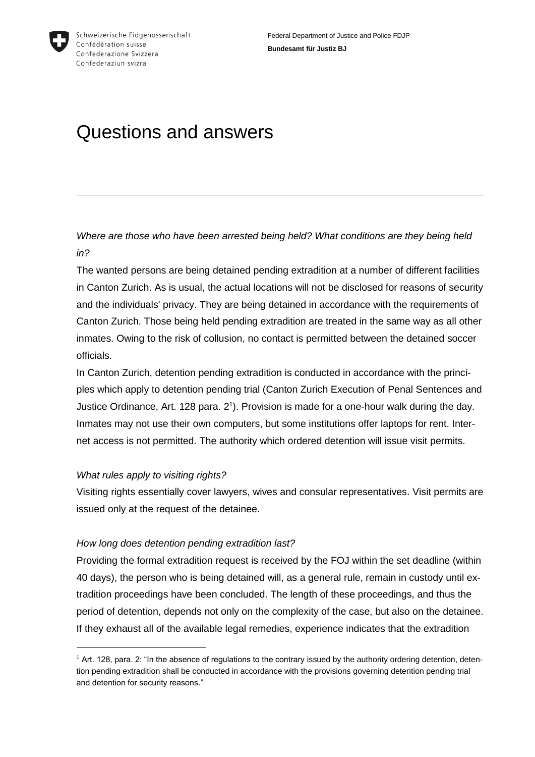Schweizerische Eidgenossenschaft
Confédération suisse
Confederazione Svizzera
Confederaziun svizra

Federal Department of Justice and Police FDJP
**Bundesamt für Justiz BJ**

# Questions and answers

---

*Where are those who have been arrested being held? What conditions are they being held in?*

The wanted persons are being detained pending extradition at a number of different facilities in Canton Zurich. As is usual, the actual locations will not be disclosed for reasons of security and the individuals' privacy. They are being detained in accordance with the requirements of Canton Zurich. Those being held pending extradition are treated in the same way as all other inmates. Owing to the risk of collusion, no contact is permitted between the detained soccer officials.

In Canton Zurich, detention pending extradition is conducted in accordance with the principles which apply to detention pending trial (Canton Zurich Execution of Penal Sentences and Justice Ordinance, Art. 128 para. 2[1]). Provision is made for a one-hour walk during the day. Inmates may not use their own computers, but some institutions offer laptops for rent. Internet access is not permitted. The authority which ordered detention will issue visit permits.

*What rules apply to visiting rights?*

Visiting rights essentially cover lawyers, wives and consular representatives. Visit permits are issued only at the request of the detainee.

*How long does detention pending extradition last?*

Providing the formal extradition request is received by the FOJ within the set deadline (within 40 days), the person who is being detained will, as a general rule, remain in custody until extradition proceedings have been concluded. The length of these proceedings, and thus the period of detention, depends not only on the complexity of the case, but also on the detainee. If they exhaust all of the available legal remedies, experience indicates that the extradition

---

[1] Art. 128, para. 2: "In the absence of regulations to the contrary issued by the authority ordering detention, detention pending extradition shall be conducted in accordance with the provisions governing detention pending trial and detention for security reasons."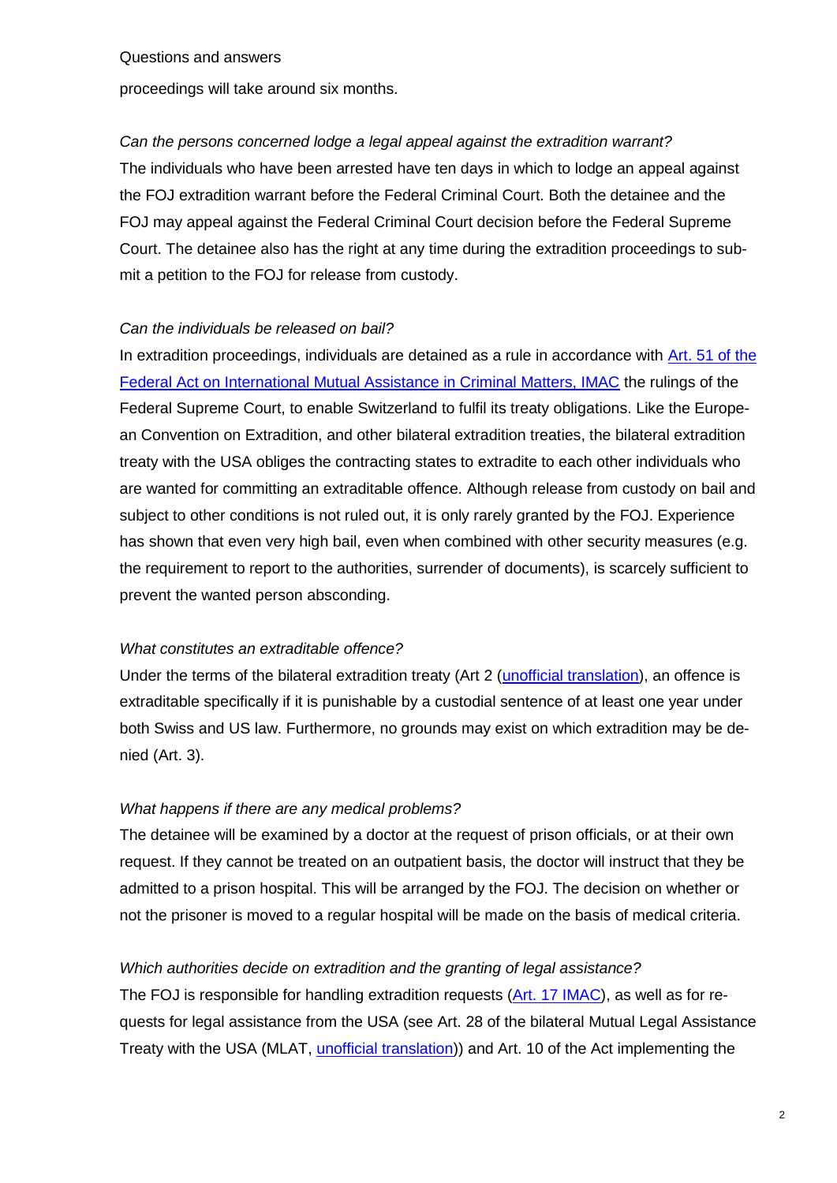proceedings will take around six months.

*Can the persons concerned lodge a legal appeal against the extradition warrant?*

The individuals who have been arrested have ten days in which to lodge an appeal against the FOJ extradition warrant before the Federal Criminal Court. Both the detainee and the FOJ may appeal against the Federal Criminal Court decision before the Federal Supreme Court. The detainee also has the right at any time during the extradition proceedings to submit a petition to the FOJ for release from custody.

*Can the individuals be released on bail?*

In extradition proceedings, individuals are detained as a rule in accordance with Art. 51 of the Federal Act on International Mutual Assistance in Criminal Matters, IMAC the rulings of the Federal Supreme Court, to enable Switzerland to fulfil its treaty obligations. Like the European Convention on Extradition, and other bilateral extradition treaties, the bilateral extradition treaty with the USA obliges the contracting states to extradite to each other individuals who are wanted for committing an extraditable offence. Although release from custody on bail and subject to other conditions is not ruled out, it is only rarely granted by the FOJ. Experience has shown that even very high bail, even when combined with other security measures (e.g. the requirement to report to the authorities, surrender of documents), is scarcely sufficient to prevent the wanted person absconding.

*What constitutes an extraditable offence?*

Under the terms of the bilateral extradition treaty (Art 2 (unofficial translation), an offence is extraditable specifically if it is punishable by a custodial sentence of at least one year under both Swiss and US law. Furthermore, no grounds may exist on which extradition may be denied (Art. 3).

*What happens if there are any medical problems?*

The detainee will be examined by a doctor at the request of prison officials, or at their own request. If they cannot be treated on an outpatient basis, the doctor will instruct that they be admitted to a prison hospital. This will be arranged by the FOJ. The decision on whether or not the prisoner is moved to a regular hospital will be made on the basis of medical criteria.

*Which authorities decide on extradition and the granting of legal assistance?*

The FOJ is responsible for handling extradition requests (Art. 17 IMAC), as well as for requests for legal assistance from the USA (see Art. 28 of the bilateral Mutual Legal Assistance Treaty with the USA (MLAT, unofficial translation)) and Art. 10 of the Act implementing the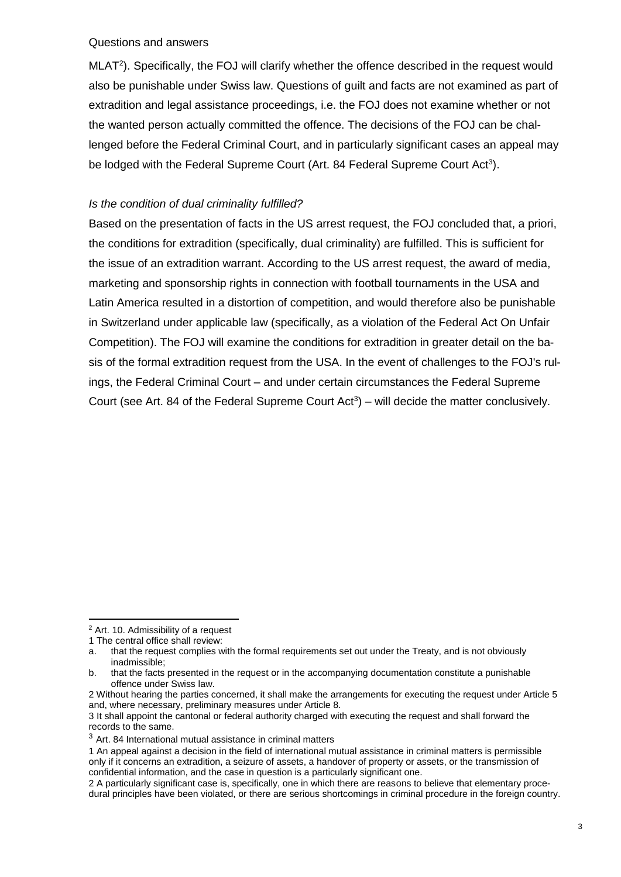MLAT[2]). Specifically, the FOJ will clarify whether the offence described in the request would also be punishable under Swiss law. Questions of guilt and facts are not examined as part of extradition and legal assistance proceedings, i.e. the FOJ does not examine whether or not the wanted person actually committed the offence. The decisions of the FOJ can be challenged before the Federal Criminal Court, and in particularly significant cases an appeal may be lodged with the Federal Supreme Court (Art. 84 Federal Supreme Court Act[3]).

*Is the condition of dual criminality fulfilled?*

Based on the presentation of facts in the US arrest request, the FOJ concluded that, a priori, the conditions for extradition (specifically, dual criminality) are fulfilled. This is sufficient for the issue of an extradition warrant. According to the US arrest request, the award of media, marketing and sponsorship rights in connection with football tournaments in the USA and Latin America resulted in a distortion of competition, and would therefore also be punishable in Switzerland under applicable law (specifically, as a violation of the Federal Act On Unfair Competition). The FOJ will examine the conditions for extradition in greater detail on the basis of the formal extradition request from the USA. In the event of challenges to the FOJ's rulings, the Federal Criminal Court – and under certain circumstances the Federal Supreme Court (see Art. 84 of the Federal Supreme Court Act[3]) – will decide the matter conclusively.

---

[2] Art. 10. Admissibility of a request

1 The central office shall review:

a. that the request complies with the formal requirements set out under the Treaty, and is not obviously inadmissible;

b. that the facts presented in the request or in the accompanying documentation constitute a punishable offence under Swiss law.

2 Without hearing the parties concerned, it shall make the arrangements for executing the request under Article 5 and, where necessary, preliminary measures under Article 8.

3 It shall appoint the cantonal or federal authority charged with executing the request and shall forward the records to the same.

[3] Art. 84 International mutual assistance in criminal matters

1 An appeal against a decision in the field of international mutual assistance in criminal matters is permissible only if it concerns an extradition, a seizure of assets, a handover of property or assets, or the transmission of confidential information, and the case in question is a particularly significant one.

2 A particularly significant case is, specifically, one in which there are reasons to believe that elementary procedural principles have been violated, or there are serious shortcomings in criminal procedure in the foreign country.